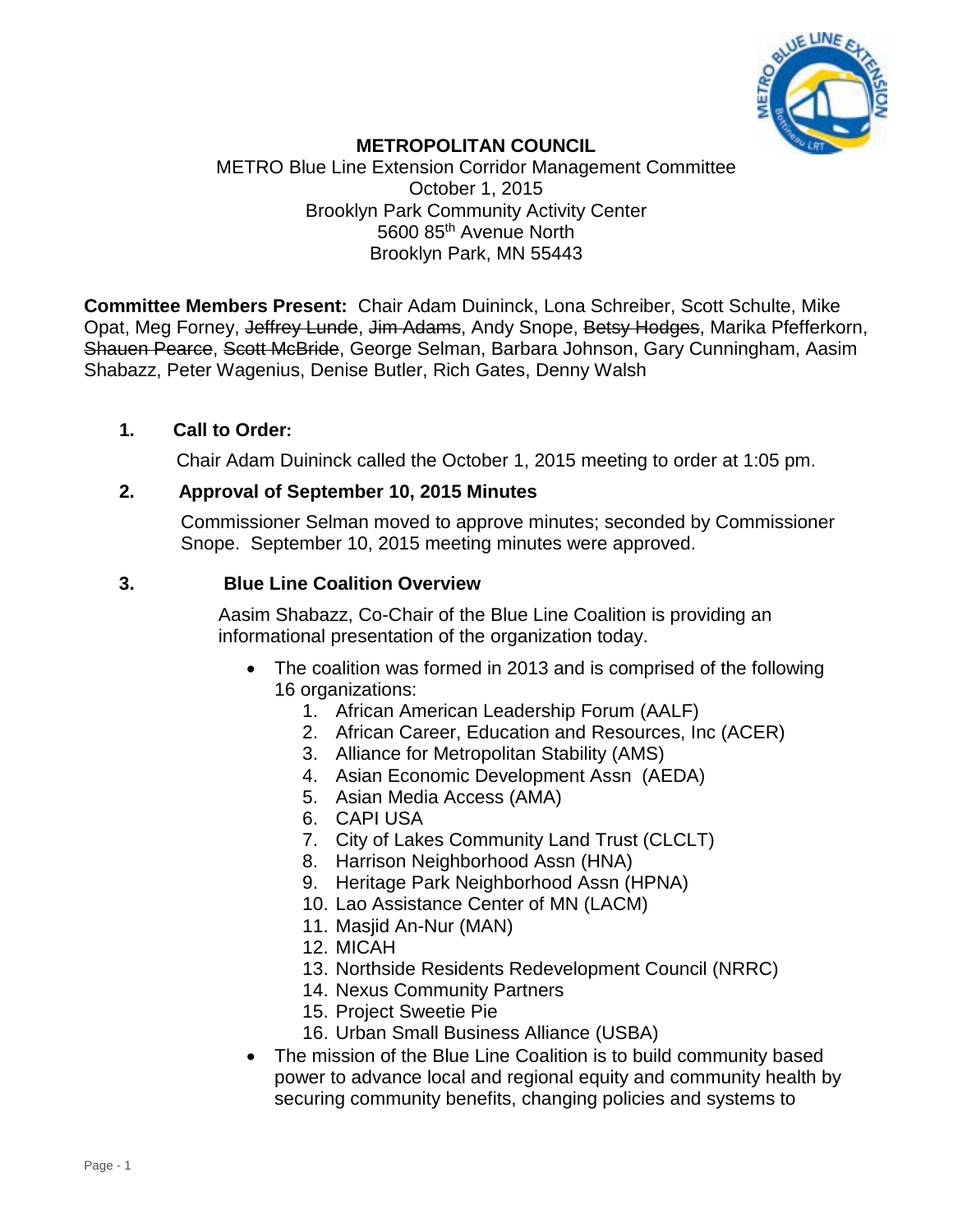**METROPOLITAN COUNCIL**

METRO Blue Line Extension Corridor Management Committee
October 1, 2015
Brooklyn Park Community Activity Center
5600 85th Avenue North
Brooklyn Park, MN 55443

**Committee Members Present:** Chair Adam Duininck, Lona Schreiber, Scott Schulte, Mike Opat, Meg Forney, ~~Jeffrey Lunde~~, ~~Jim Adams~~, Andy Snope, ~~Betsy Hodges~~, Marika Pfefferkorn, ~~Shauen Pearce~~, ~~Scott McBride~~, George Selman, Barbara Johnson, Gary Cunningham, Aasim Shabazz, Peter Wagenius, Denise Butler, Rich Gates, Denny Walsh

**1. Call to Order:**

Chair Adam Duininck called the October 1, 2015 meeting to order at 1:05 pm.

**2. Approval of September 10, 2015 Minutes**

Commissioner Selman moved to approve minutes; seconded by Commissioner Snope. September 10, 2015 meeting minutes were approved.

**3. Blue Line Coalition Overview**

Aasim Shabazz, Co-Chair of the Blue Line Coalition is providing an informational presentation of the organization today.

- The coalition was formed in 2013 and is comprised of the following 16 organizations:
    1. African American Leadership Forum (AALF)
    2. African Career, Education and Resources, Inc (ACER)
    3. Alliance for Metropolitan Stability (AMS)
    4. Asian Economic Development Assn (AEDA)
    5. Asian Media Access (AMA)
    6. CAPI USA
    7. City of Lakes Community Land Trust (CLCLT)
    8. Harrison Neighborhood Assn (HNA)
    9. Heritage Park Neighborhood Assn (HPNA)
    10. Lao Assistance Center of MN (LACM)
    11. Masjid An-Nur (MAN)
    12. MICAH
    13. Northside Residents Redevelopment Council (NRRC)
    14. Nexus Community Partners
    15. Project Sweetie Pie
    16. Urban Small Business Alliance (USBA)
- The mission of the Blue Line Coalition is to build community based power to advance local and regional equity and community health by securing community benefits, changing policies and systems to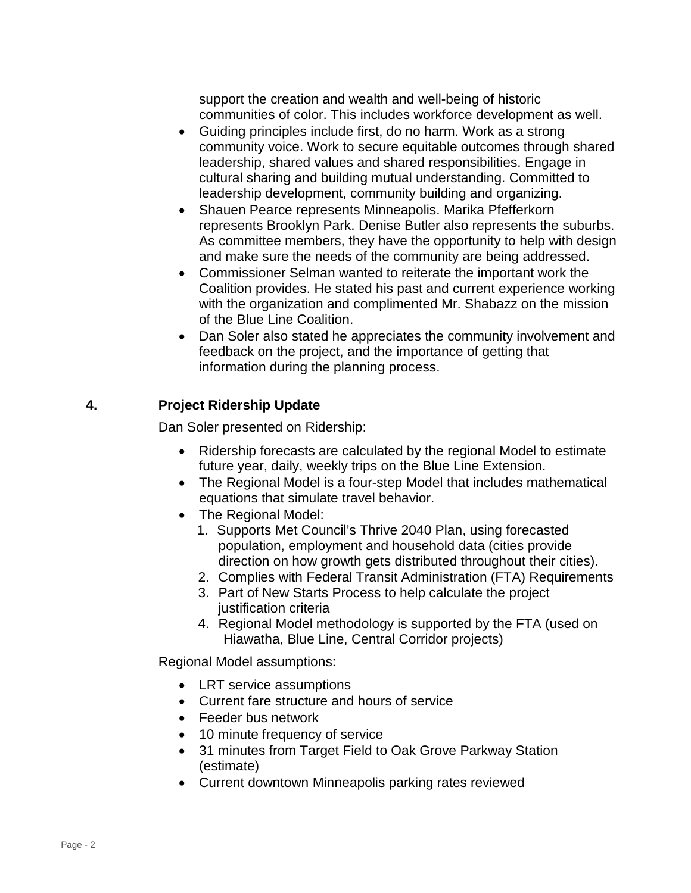support the creation and wealth and well-being of historic communities of color. This includes workforce development as well.

- Guiding principles include first, do no harm. Work as a strong community voice. Work to secure equitable outcomes through shared leadership, shared values and shared responsibilities. Engage in cultural sharing and building mutual understanding. Committed to leadership development, community building and organizing.
- Shauen Pearce represents Minneapolis. Marika Pfefferkorn represents Brooklyn Park. Denise Butler also represents the suburbs. As committee members, they have the opportunity to help with design and make sure the needs of the community are being addressed.
- Commissioner Selman wanted to reiterate the important work the Coalition provides. He stated his past and current experience working with the organization and complimented Mr. Shabazz on the mission of the Blue Line Coalition.
- Dan Soler also stated he appreciates the community involvement and feedback on the project, and the importance of getting that information during the planning process.

## 4. Project Ridership Update

Dan Soler presented on Ridership:

- Ridership forecasts are calculated by the regional Model to estimate future year, daily, weekly trips on the Blue Line Extension.
- The Regional Model is a four-step Model that includes mathematical equations that simulate travel behavior.
- The Regional Model:
  1. Supports Met Council's Thrive 2040 Plan, using forecasted population, employment and household data (cities provide direction on how growth gets distributed throughout their cities).
  2. Complies with Federal Transit Administration (FTA) Requirements
  3. Part of New Starts Process to help calculate the project justification criteria
  4. Regional Model methodology is supported by the FTA (used on Hiawatha, Blue Line, Central Corridor projects)

Regional Model assumptions:

- LRT service assumptions
- Current fare structure and hours of service
- Feeder bus network
- 10 minute frequency of service
- 31 minutes from Target Field to Oak Grove Parkway Station (estimate)
- Current downtown Minneapolis parking rates reviewed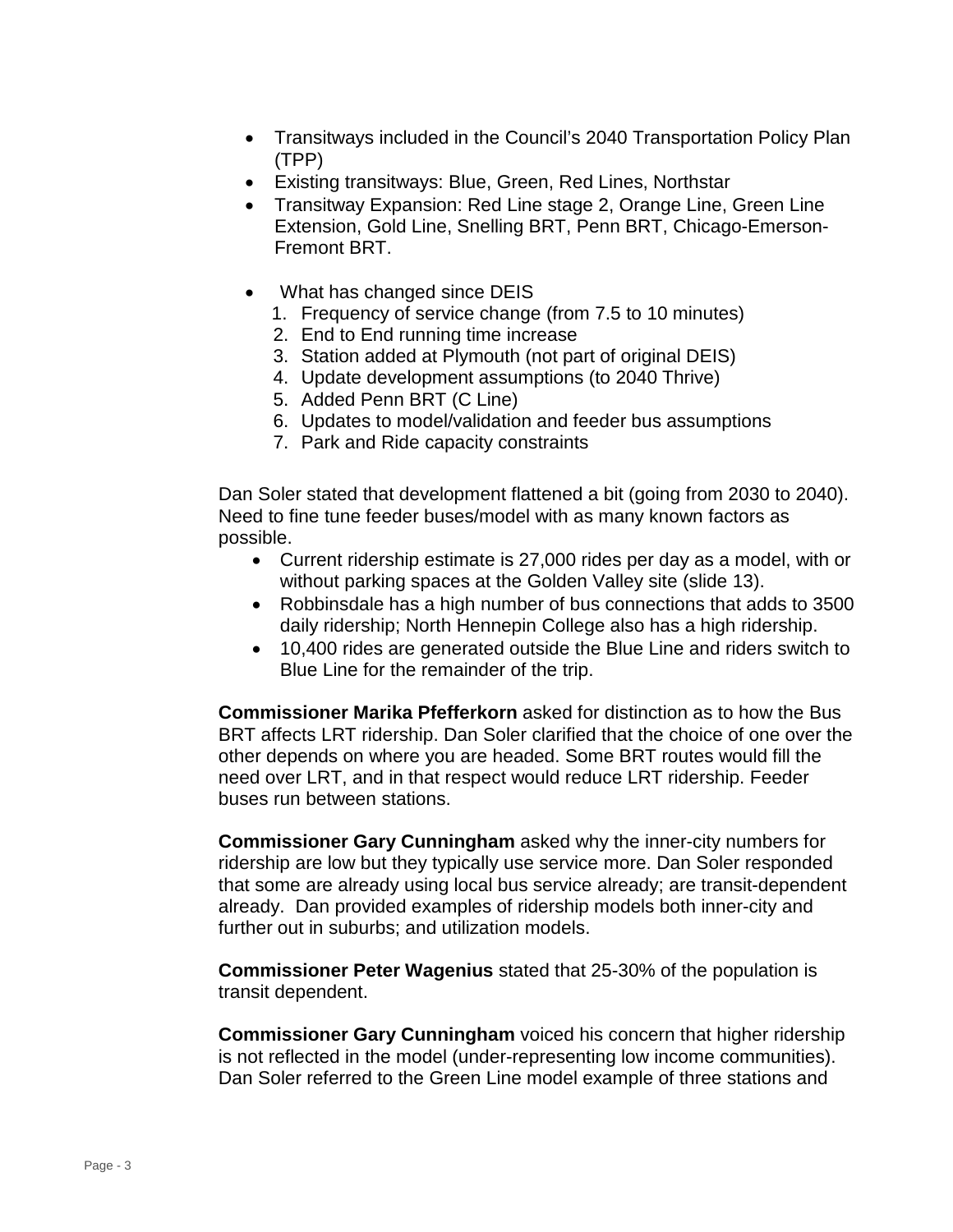- Transitways included in the Council's 2040 Transportation Policy Plan (TPP)
- Existing transitways: Blue, Green, Red Lines, Northstar
- Transitway Expansion: Red Line stage 2, Orange Line, Green Line Extension, Gold Line, Snelling BRT, Penn BRT, Chicago-Emerson-Fremont BRT.

- What has changed since DEIS
  1. Frequency of service change (from 7.5 to 10 minutes)
  2. End to End running time increase
  3. Station added at Plymouth (not part of original DEIS)
  4. Update development assumptions (to 2040 Thrive)
  5. Added Penn BRT (C Line)
  6. Updates to model/validation and feeder bus assumptions
  7. Park and Ride capacity constraints

Dan Soler stated that development flattened a bit (going from 2030 to 2040). Need to fine tune feeder buses/model with as many known factors as possible.

- Current ridership estimate is 27,000 rides per day as a model, with or without parking spaces at the Golden Valley site (slide 13).
- Robbinsdale has a high number of bus connections that adds to 3500 daily ridership; North Hennepin College also has a high ridership.
- 10,400 rides are generated outside the Blue Line and riders switch to Blue Line for the remainder of the trip.

**Commissioner Marika Pfefferkorn** asked for distinction as to how the Bus BRT affects LRT ridership. Dan Soler clarified that the choice of one over the other depends on where you are headed. Some BRT routes would fill the need over LRT, and in that respect would reduce LRT ridership. Feeder buses run between stations.

**Commissioner Gary Cunningham** asked why the inner-city numbers for ridership are low but they typically use service more. Dan Soler responded that some are already using local bus service already; are transit-dependent already. Dan provided examples of ridership models both inner-city and further out in suburbs; and utilization models.

**Commissioner Peter Wagenius** stated that 25-30% of the population is transit dependent.

**Commissioner Gary Cunningham** voiced his concern that higher ridership is not reflected in the model (under-representing low income communities). Dan Soler referred to the Green Line model example of three stations and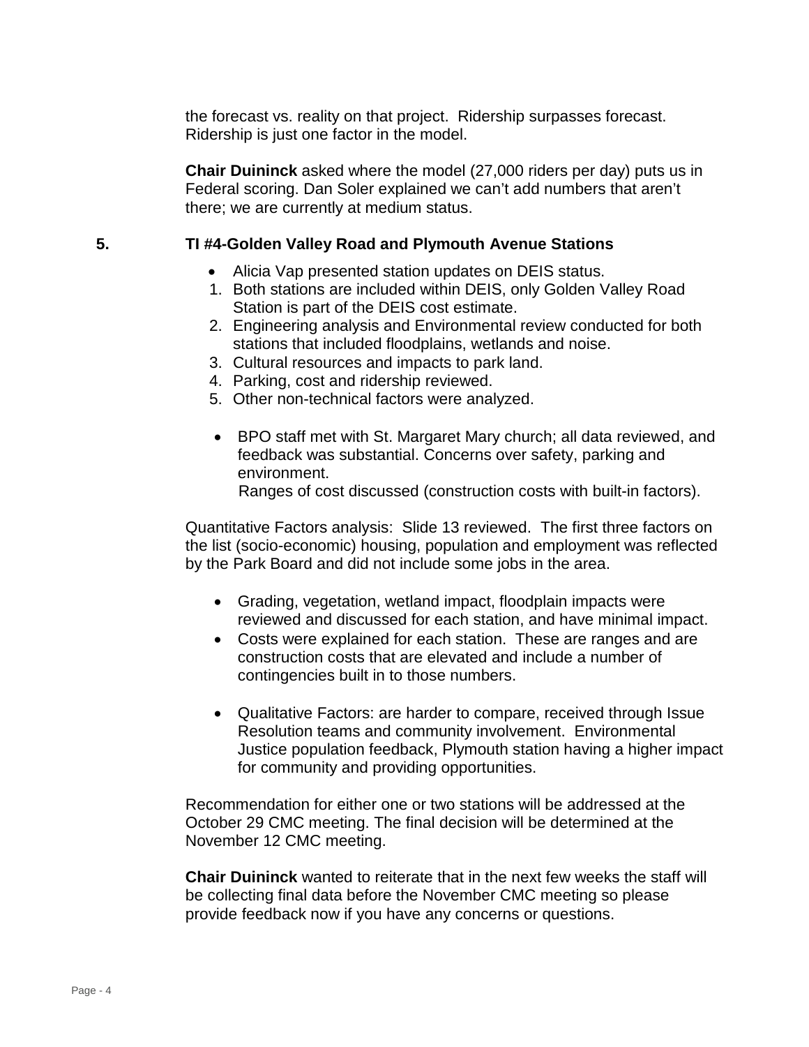the forecast vs. reality on that project. Ridership surpasses forecast. Ridership is just one factor in the model.

**Chair Duininck** asked where the model (27,000 riders per day) puts us in Federal scoring. Dan Soler explained we can't add numbers that aren't there; we are currently at medium status.

## 5. TI #4-Golden Valley Road and Plymouth Avenue Stations

- Alicia Vap presented station updates on DEIS status.

1. Both stations are included within DEIS, only Golden Valley Road Station is part of the DEIS cost estimate.
2. Engineering analysis and Environmental review conducted for both stations that included floodplains, wetlands and noise.
3. Cultural resources and impacts to park land.
4. Parking, cost and ridership reviewed.
5. Other non-technical factors were analyzed.

- BPO staff met with St. Margaret Mary church; all data reviewed, and feedback was substantial. Concerns over safety, parking and environment.
  Ranges of cost discussed (construction costs with built-in factors).

Quantitative Factors analysis: Slide 13 reviewed. The first three factors on the list (socio-economic) housing, population and employment was reflected by the Park Board and did not include some jobs in the area.

- Grading, vegetation, wetland impact, floodplain impacts were reviewed and discussed for each station, and have minimal impact.
- Costs were explained for each station. These are ranges and are construction costs that are elevated and include a number of contingencies built in to those numbers.

- Qualitative Factors: are harder to compare, received through Issue Resolution teams and community involvement. Environmental Justice population feedback, Plymouth station having a higher impact for community and providing opportunities.

Recommendation for either one or two stations will be addressed at the October 29 CMC meeting. The final decision will be determined at the November 12 CMC meeting.

**Chair Duininck** wanted to reiterate that in the next few weeks the staff will be collecting final data before the November CMC meeting so please provide feedback now if you have any concerns or questions.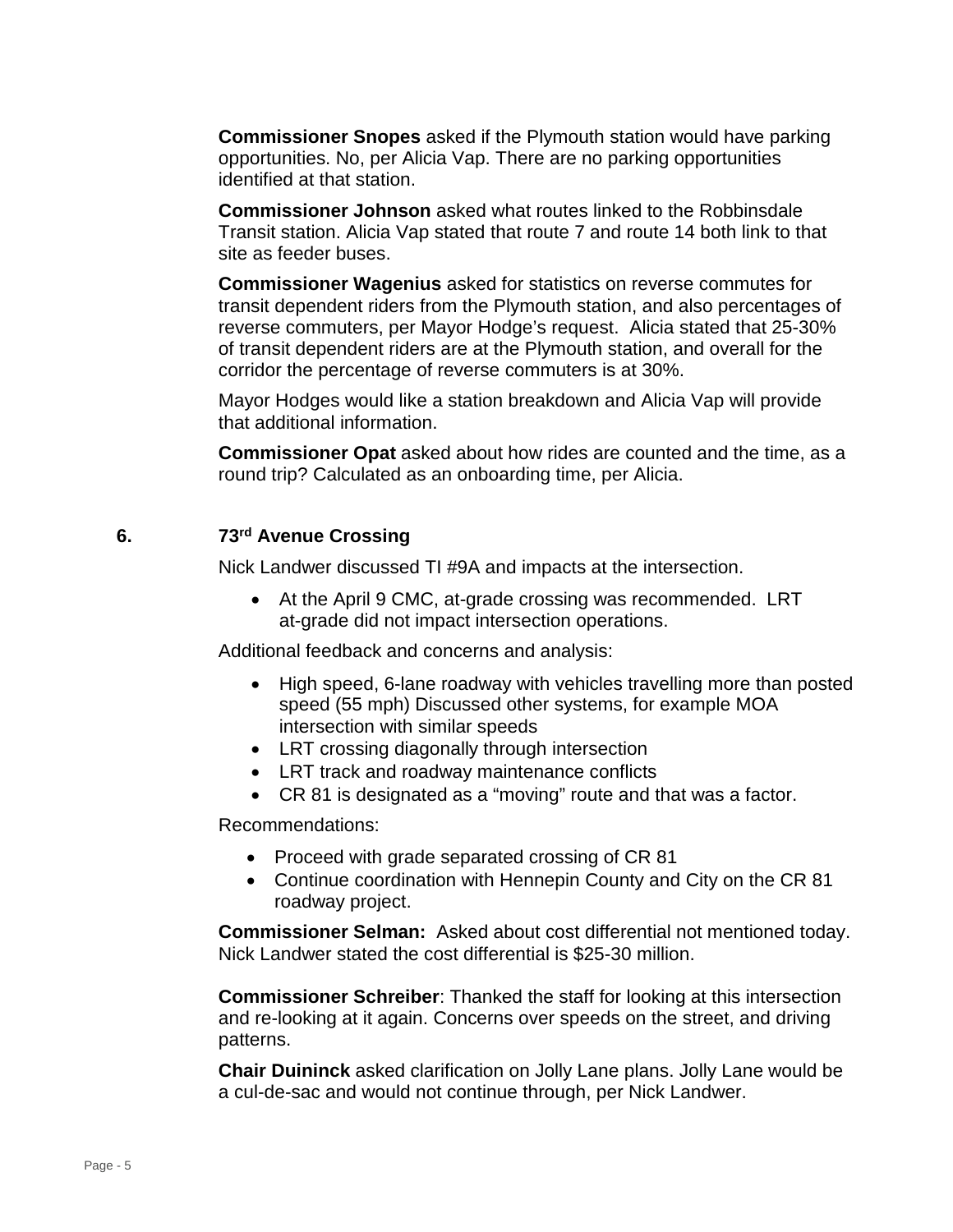**Commissioner Snopes** asked if the Plymouth station would have parking opportunities. No, per Alicia Vap. There are no parking opportunities identified at that station.

**Commissioner Johnson** asked what routes linked to the Robbinsdale Transit station. Alicia Vap stated that route 7 and route 14 both link to that site as feeder buses.

**Commissioner Wagenius** asked for statistics on reverse commutes for transit dependent riders from the Plymouth station, and also percentages of reverse commuters, per Mayor Hodge's request. Alicia stated that 25-30% of transit dependent riders are at the Plymouth station, and overall for the corridor the percentage of reverse commuters is at 30%.

Mayor Hodges would like a station breakdown and Alicia Vap will provide that additional information.

**Commissioner Opat** asked about how rides are counted and the time, as a round trip? Calculated as an onboarding time, per Alicia.

## 6. 73rd Avenue Crossing

Nick Landwer discussed TI #9A and impacts at the intersection.

- At the April 9 CMC, at-grade crossing was recommended. LRT at-grade did not impact intersection operations.

Additional feedback and concerns and analysis:

- High speed, 6-lane roadway with vehicles travelling more than posted speed (55 mph) Discussed other systems, for example MOA intersection with similar speeds
- LRT crossing diagonally through intersection
- LRT track and roadway maintenance conflicts
- CR 81 is designated as a "moving" route and that was a factor.

Recommendations:

- Proceed with grade separated crossing of CR 81
- Continue coordination with Hennepin County and City on the CR 81 roadway project.

**Commissioner Selman:** Asked about cost differential not mentioned today. Nick Landwer stated the cost differential is $25-30 million.

**Commissioner Schreiber**: Thanked the staff for looking at this intersection and re-looking at it again. Concerns over speeds on the street, and driving patterns.

**Chair Duininck** asked clarification on Jolly Lane plans. Jolly Lane would be a cul-de-sac and would not continue through, per Nick Landwer.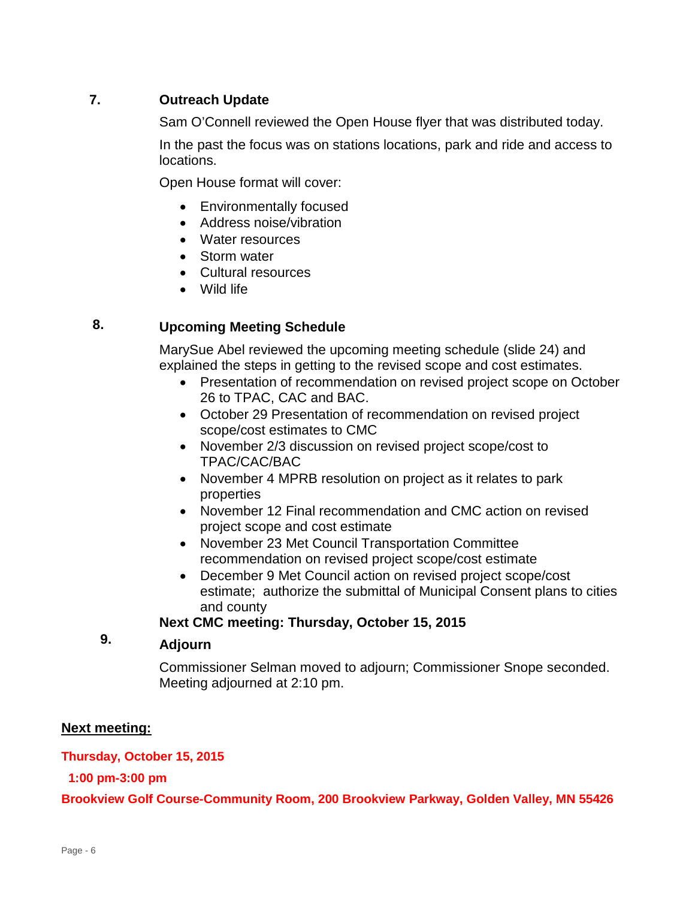7. **Outreach Update**

Sam O'Connell reviewed the Open House flyer that was distributed today.

In the past the focus was on stations locations, park and ride and access to locations.

Open House format will cover:

- Environmentally focused
- Address noise/vibration
- Water resources
- Storm water
- Cultural resources
- Wild life

8. **Upcoming Meeting Schedule**

MarySue Abel reviewed the upcoming meeting schedule (slide 24) and explained the steps in getting to the revised scope and cost estimates.

- Presentation of recommendation on revised project scope on October 26 to TPAC, CAC and BAC.
- October 29 Presentation of recommendation on revised project scope/cost estimates to CMC
- November 2/3 discussion on revised project scope/cost to TPAC/CAC/BAC
- November 4 MPRB resolution on project as it relates to park properties
- November 12 Final recommendation and CMC action on revised project scope and cost estimate
- November 23 Met Council Transportation Committee recommendation on revised project scope/cost estimate
- December 9 Met Council action on revised project scope/cost estimate; authorize the submittal of Municipal Consent plans to cities and county

**Next CMC meeting: Thursday, October 15, 2015**

9. **Adjourn**

Commissioner Selman moved to adjourn; Commissioner Snope seconded. Meeting adjourned at 2:10 pm.

**Next meeting:**

**Thursday, October 15, 2015**

**1:00 pm-3:00 pm**

**Brookview Golf Course-Community Room, 200 Brookview Parkway, Golden Valley, MN 55426**